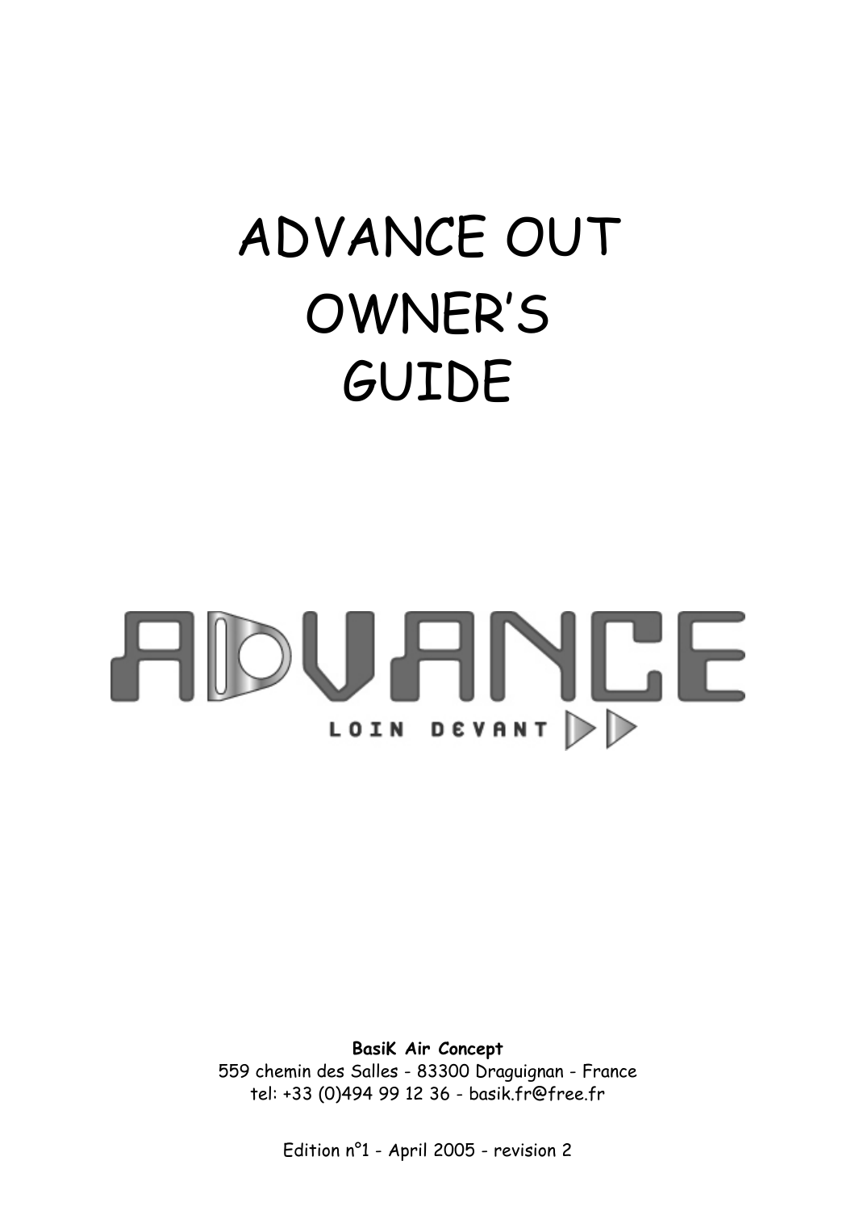# ADVANCE OUT OWNER'S GUIDE

ADVANCE

LOIN DEVANT

**BasiK Air Concept**

559 chemin des Salles - 83300 Draguignan - France

tel: +33 (0)494 99 12 36 - basik.fr@free.fr

Edition n°1 - April 2005 - revision 2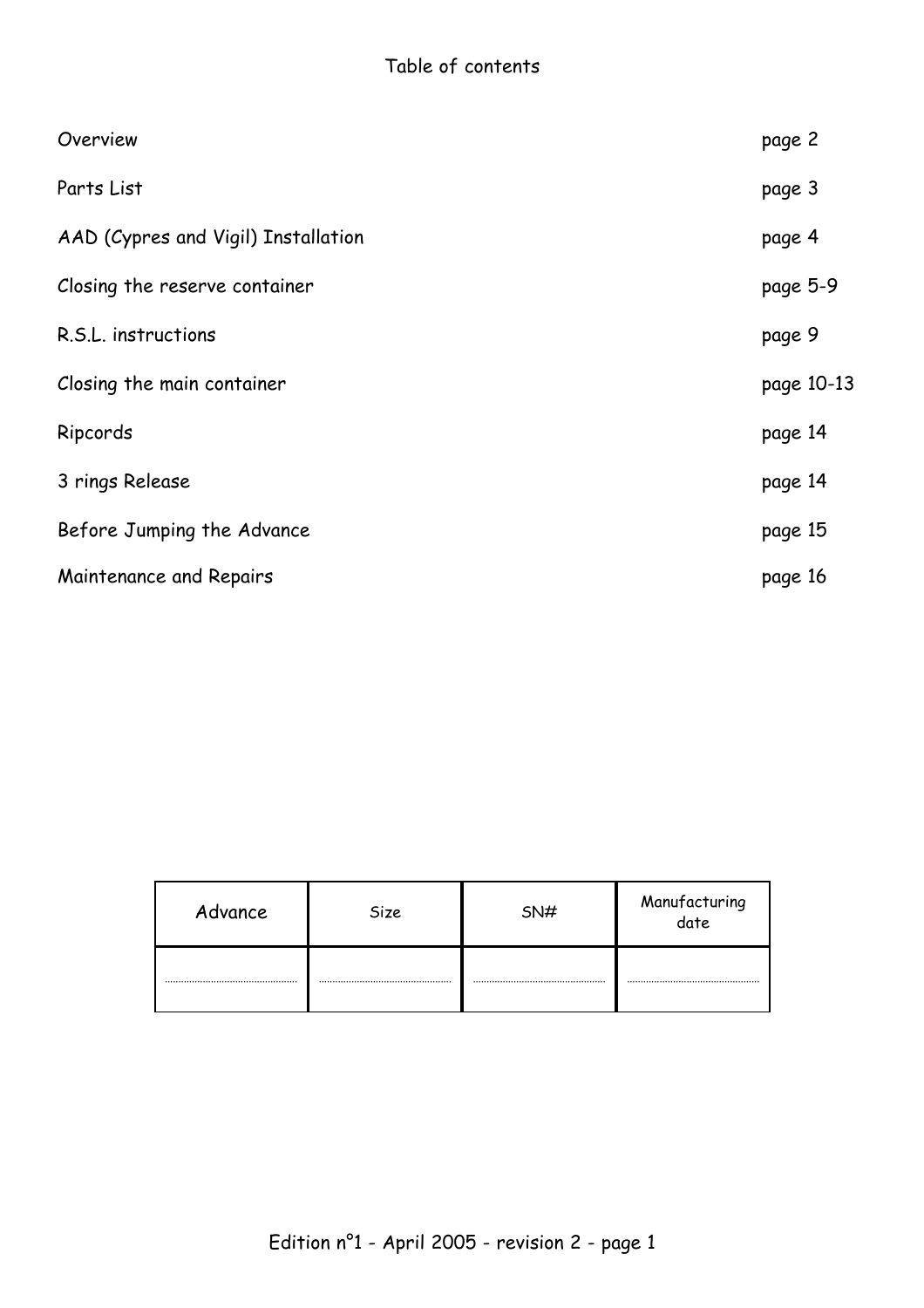# Table of contents

| | |
|---|---|
| Overview | page 2 |
| Parts List | page 3 |
| AAD (Cypres and Vigil) Installation | page 4 |
| Closing the reserve container | page 5-9 |
| R.S.L. instructions | page 9 |
| Closing the main container | page 10-13 |
| Ripcords | page 14 |
| 3 rings Release | page 14 |
| Before Jumping the Advance | page 15 |
| Maintenance and Repairs | page 16 |

| Advance | Size | SN# | Manufacturing date |
|---|---|---|---|
| ………………… | ………………… | ………………… | ………………… |

Edition n°1 - April 2005 - revision 2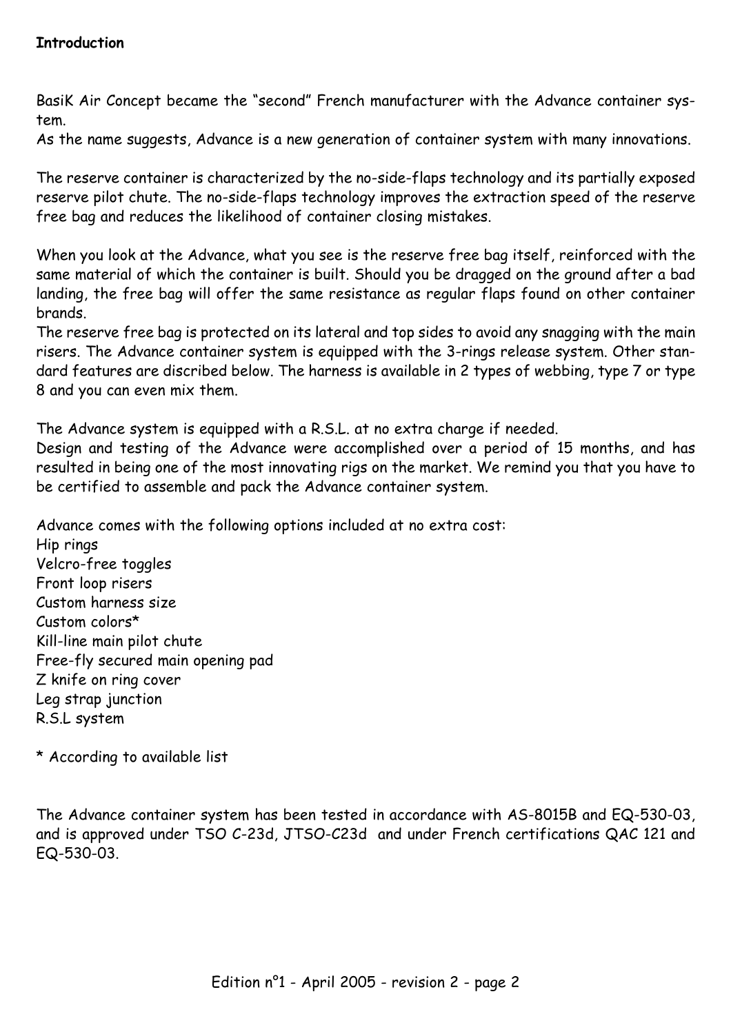**Introduction**

BasiK Air Concept became the "second" French manufacturer with the Advance container system.
As the name suggests, Advance is a new generation of container system with many innovations.

The reserve container is characterized by the no-side-flaps technology and its partially exposed reserve pilot chute. The no-side-flaps technology improves the extraction speed of the reserve free bag and reduces the likelihood of container closing mistakes.

When you look at the Advance, what you see is the reserve free bag itself, reinforced with the same material of which the container is built. Should you be dragged on the ground after a bad landing, the free bag will offer the same resistance as regular flaps found on other container brands.
The reserve free bag is protected on its lateral and top sides to avoid any snagging with the main risers. The Advance container system is equipped with the 3-rings release system. Other standard features are discribed below. The harness is available in 2 types of webbing, type 7 or type 8 and you can even mix them.

The Advance system is equipped with a R.S.L. at no extra charge if needed.
Design and testing of the Advance were accomplished over a period of 15 months, and has resulted in being one of the most innovating rigs on the market. We remind you that you have to be certified to assemble and pack the Advance container system.

Advance comes with the following options included at no extra cost:
Hip rings
Velcro-free toggles
Front loop risers
Custom harness size
Custom colors*
Kill-line main pilot chute
Free-fly secured main opening pad
Z knife on ring cover
Leg strap junction
R.S.L system

* According to available list

The Advance container system has been tested in accordance with AS-8015B and EQ-530-03, and is approved under TSO C-23d, JTSO-C23d and under French certifications QAC 121 and EQ-530-03.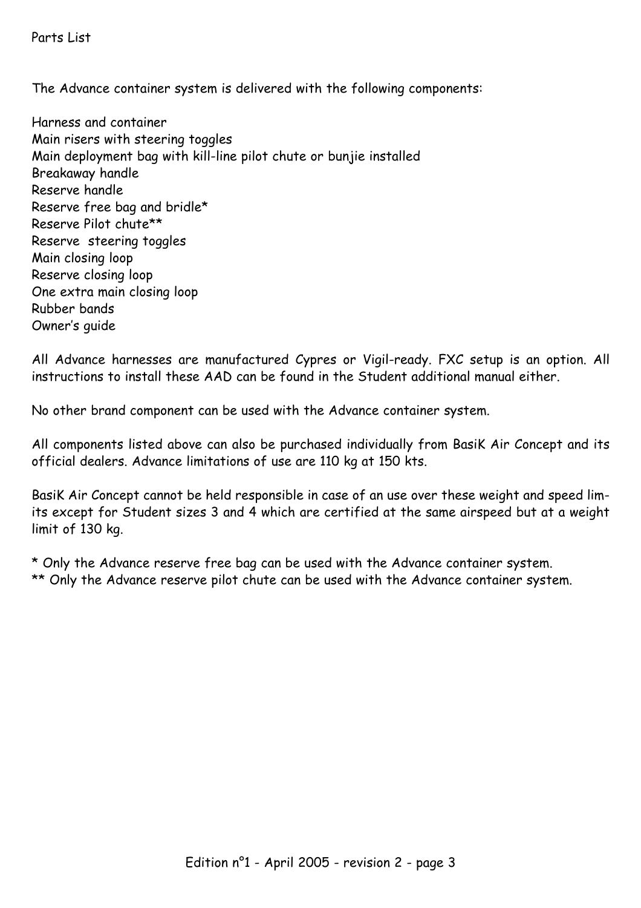# Parts List

The Advance container system is delivered with the following components:

Harness and container
Main risers with steering toggles
Main deployment bag with kill-line pilot chute or bunjie installed
Breakaway handle
Reserve handle
Reserve free bag and bridle*
Reserve Pilot chute**
Reserve steering toggles
Main closing loop
Reserve closing loop
One extra main closing loop
Rubber bands
Owner's guide

All Advance harnesses are manufactured Cypres or Vigil-ready. FXC setup is an option. All instructions to install these AAD can be found in the Student additional manual either.

No other brand component can be used with the Advance container system.

All components listed above can also be purchased individually from BasiK Air Concept and its official dealers. Advance limitations of use are 110 kg at 150 kts.

BasiK Air Concept cannot be held responsible in case of an use over these weight and speed limits except for Student sizes 3 and 4 which are certified at the same airspeed but at a weight limit of 130 kg.

* Only the Advance reserve free bag can be used with the Advance container system.
** Only the Advance reserve pilot chute can be used with the Advance container system.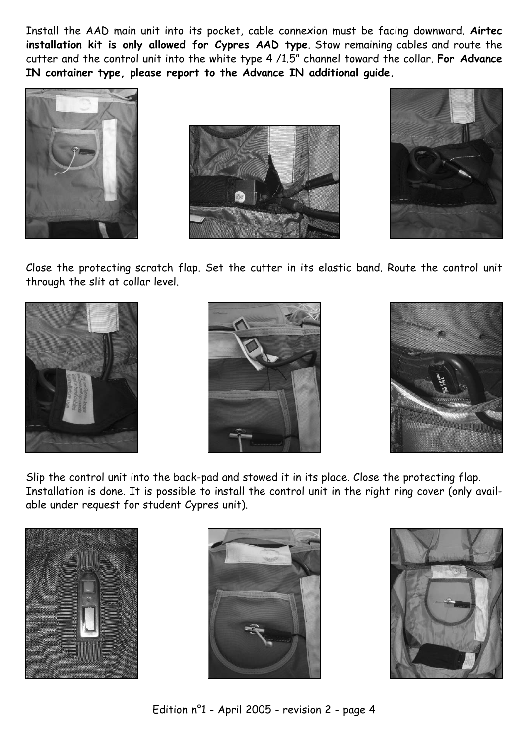Install the AAD main unit into its pocket, cable connexion must be facing downward. **Airtec installation kit is only allowed for Cypres AAD type**. Stow remaining cables and route the cutter and the control unit into the white type 4 /1.5" channel toward the collar. **For Advance IN container type, please report to the Advance IN additional guide.**

Close the protecting scratch flap. Set the cutter in its elastic band. Route the control unit through the slit at collar level.

Slip the control unit into the back-pad and stowed it in its place. Close the protecting flap. Installation is done. It is possible to install the control unit in the right ring cover (only available under request for student Cypres unit).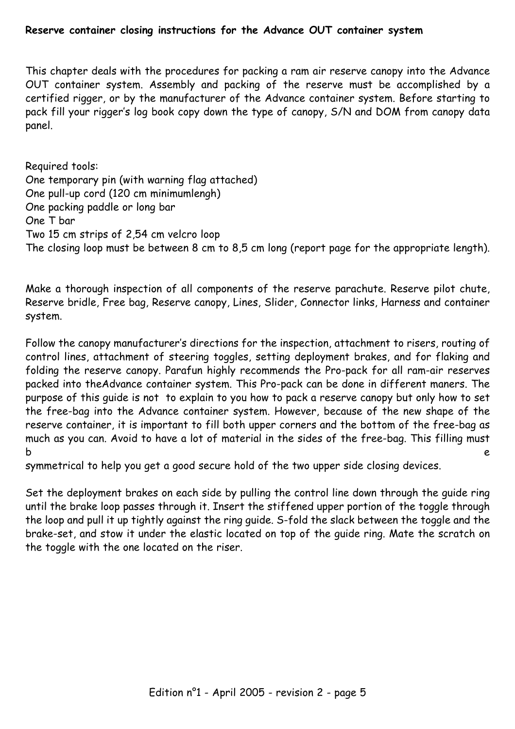**Reserve container closing instructions for the Advance OUT container system**

This chapter deals with the procedures for packing a ram air reserve canopy into the Advance OUT container system. Assembly and packing of the reserve must be accomplished by a certified rigger, or by the manufacturer of the Advance container system. Before starting to pack fill your rigger's log book copy down the type of canopy, S/N and DOM from canopy data panel.

Required tools:
One temporary pin (with warning flag attached)
One pull-up cord (120 cm minimumlengh)
One packing paddle or long bar
One T bar
Two 15 cm strips of 2,54 cm velcro loop
The closing loop must be between 8 cm to 8,5 cm long (report page for the appropriate length).

Make a thorough inspection of all components of the reserve parachute. Reserve pilot chute, Reserve bridle, Free bag, Reserve canopy, Lines, Slider, Connector links, Harness and container system.

Follow the canopy manufacturer's directions for the inspection, attachment to risers, routing of control lines, attachment of steering toggles, setting deployment brakes, and for flaking and folding the reserve canopy. Parafun highly recommends the Pro-pack for all ram-air reserves packed into theAdvance container system. This Pro-pack can be done in different maners. The purpose of this guide is not to explain to you how to pack a reserve canopy but only how to set the free-bag into the Advance container system. However, because of the new shape of the reserve container, it is important to fill both upper corners and the bottom of the free-bag as much as you can. Avoid to have a lot of material in the sides of the free-bag. This filling must be symmetrical to help you get a good secure hold of the two upper side closing devices.

Set the deployment brakes on each side by pulling the control line down through the guide ring until the brake loop passes through it. Insert the stiffened upper portion of the toggle through the loop and pull it up tightly against the ring guide. S-fold the slack between the toggle and the brake-set, and stow it under the elastic located on top of the guide ring. Mate the scratch on the toggle with the one located on the riser.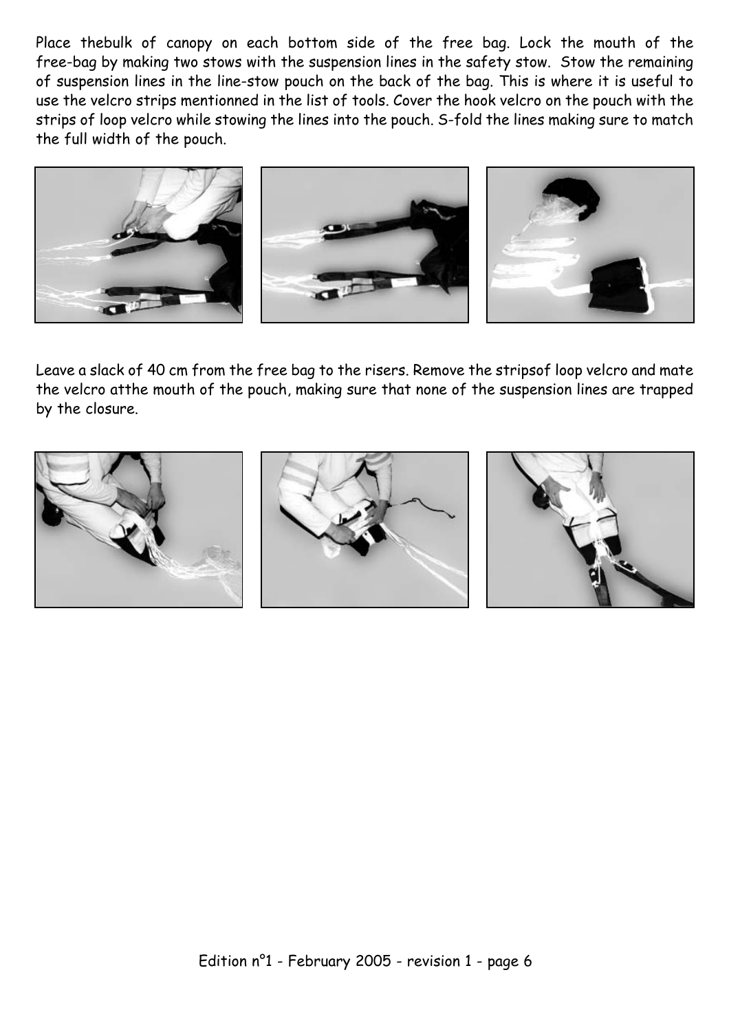Place thebulk of canopy on each bottom side of the free bag. Lock the mouth of the free-bag by making two stows with the suspension lines in the safety stow. Stow the remaining of suspension lines in the line-stow pouch on the back of the bag. This is where it is useful to use the velcro strips mentionned in the list of tools. Cover the hook velcro on the pouch with the strips of loop velcro while stowing the lines into the pouch. S-fold the lines making sure to match the full width of the pouch.

Leave a slack of 40 cm from the free bag to the risers. Remove the stripsof loop velcro and mate the velcro atthe mouth of the pouch, making sure that none of the suspension lines are trapped by the closure.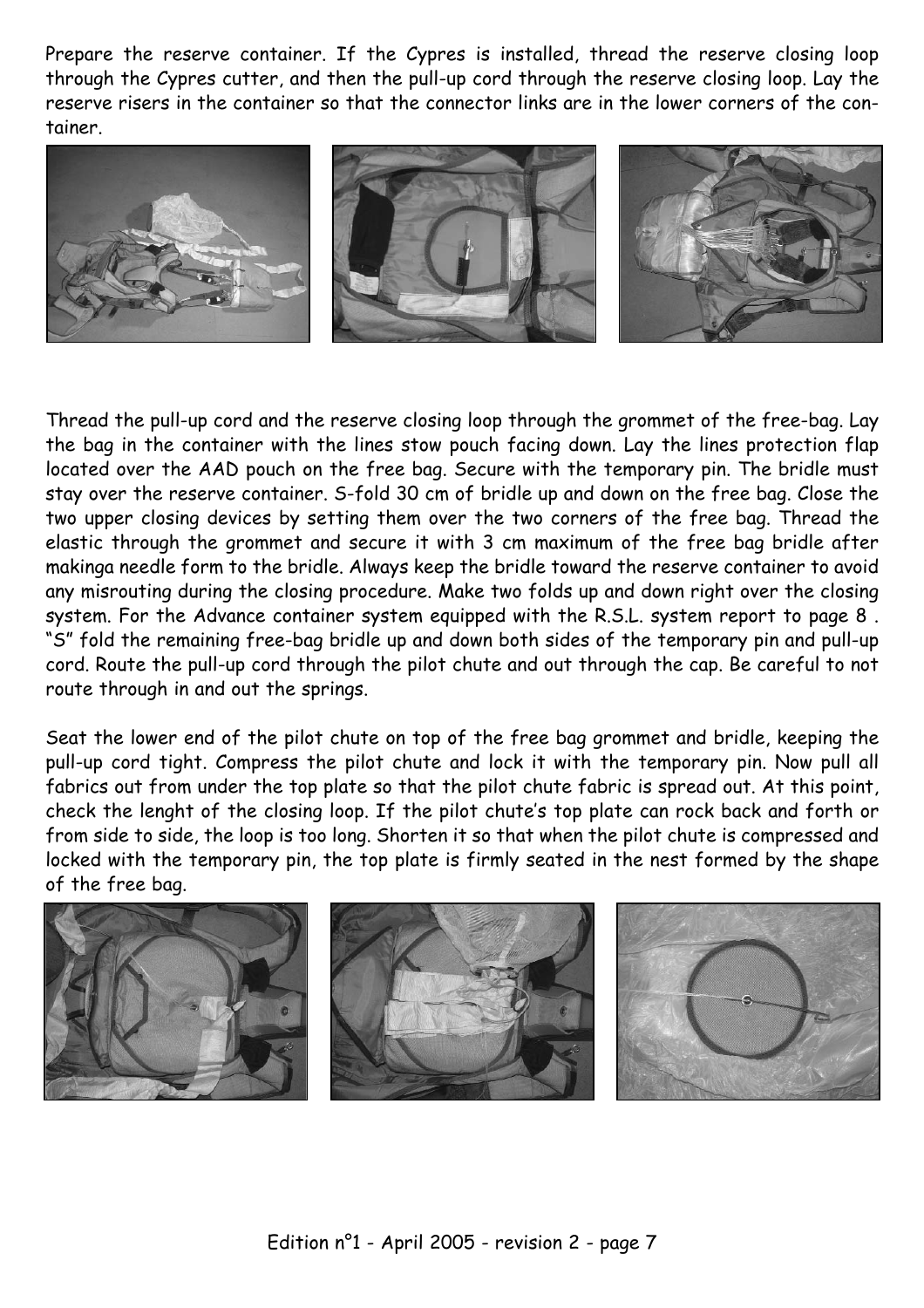Prepare the reserve container. If the Cypres is installed, thread the reserve closing loop through the Cypres cutter, and then the pull-up cord through the reserve closing loop. Lay the reserve risers in the container so that the connector links are in the lower corners of the container.

Thread the pull-up cord and the reserve closing loop through the grommet of the free-bag. Lay the bag in the container with the lines stow pouch facing down. Lay the lines protection flap located over the AAD pouch on the free bag. Secure with the temporary pin. The bridle must stay over the reserve container. S-fold 30 cm of bridle up and down on the free bag. Close the two upper closing devices by setting them over the two corners of the free bag. Thread the elastic through the grommet and secure it with 3 cm maximum of the free bag bridle after makinga needle form to the bridle. Always keep the bridle toward the reserve container to avoid any misrouting during the closing procedure. Make two folds up and down right over the closing system. For the Advance container system equipped with the R.S.L. system report to page 8 . "S" fold the remaining free-bag bridle up and down both sides of the temporary pin and pull-up cord. Route the pull-up cord through the pilot chute and out through the cap. Be careful to not route through in and out the springs.

Seat the lower end of the pilot chute on top of the free bag grommet and bridle, keeping the pull-up cord tight. Compress the pilot chute and lock it with the temporary pin. Now pull all fabrics out from under the top plate so that the pilot chute fabric is spread out. At this point, check the lenght of the closing loop. If the pilot chute's top plate can rock back and forth or from side to side, the loop is too long. Shorten it so that when the pilot chute is compressed and locked with the temporary pin, the top plate is firmly seated in the nest formed by the shape of the free bag.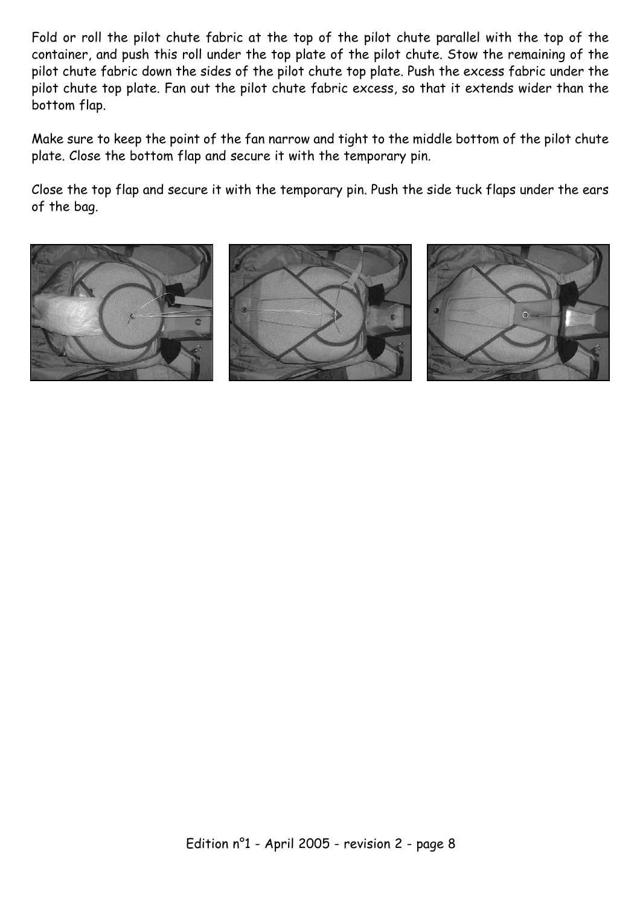Fold or roll the pilot chute fabric at the top of the pilot chute parallel with the top of the container, and push this roll under the top plate of the pilot chute. Stow the remaining of the pilot chute fabric down the sides of the pilot chute top plate. Push the excess fabric under the pilot chute top plate. Fan out the pilot chute fabric excess, so that it extends wider than the bottom flap.

Make sure to keep the point of the fan narrow and tight to the middle bottom of the pilot chute plate. Close the bottom flap and secure it with the temporary pin.

Close the top flap and secure it with the temporary pin. Push the side tuck flaps under the ears of the bag.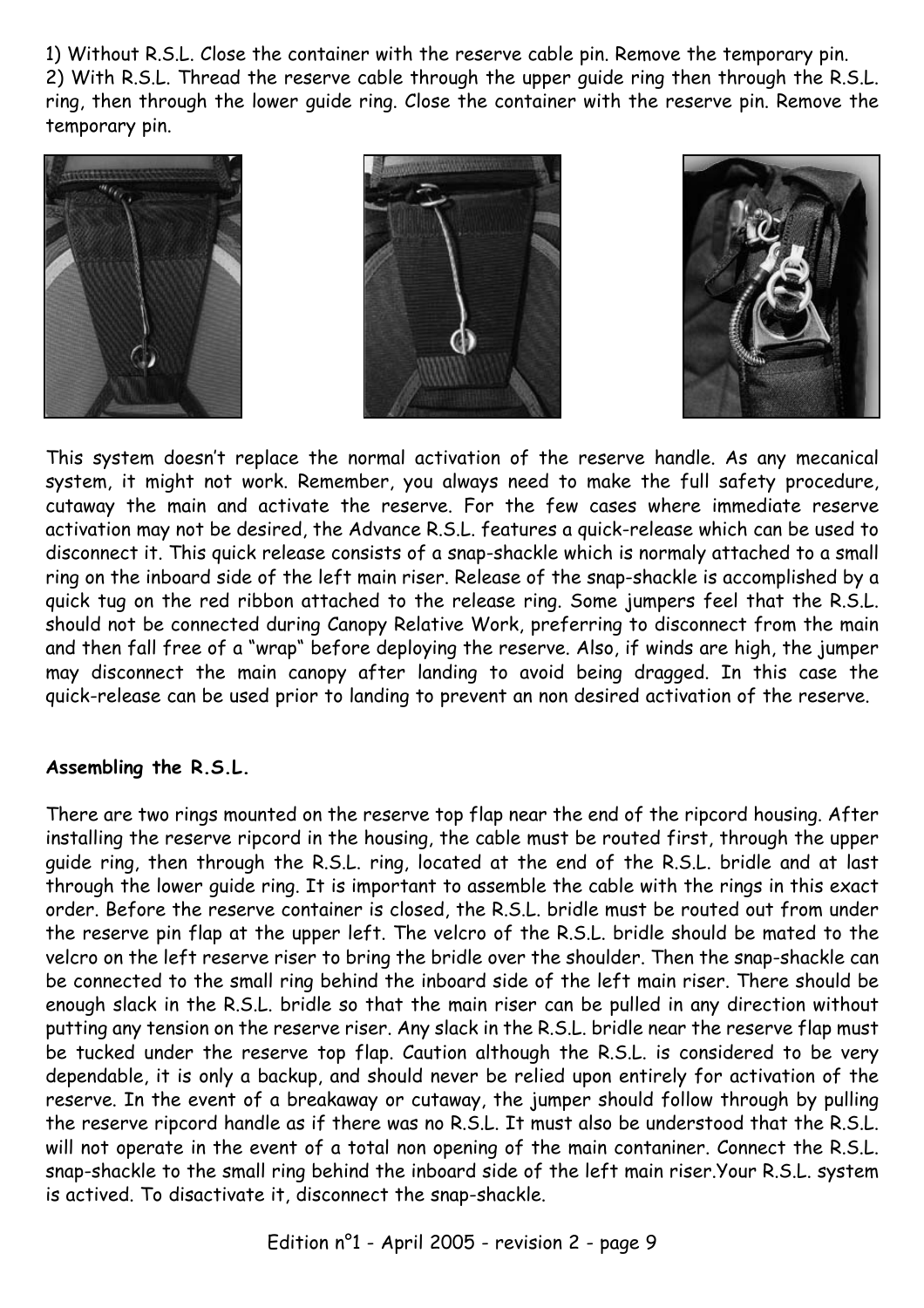1) Without R.S.L. Close the container with the reserve cable pin. Remove the temporary pin.
2) With R.S.L. Thread the reserve cable through the upper guide ring then through the R.S.L. ring, then through the lower guide ring. Close the container with the reserve pin. Remove the temporary pin.

This system doesn't replace the normal activation of the reserve handle. As any mecanical system, it might not work. Remember, you always need to make the full safety procedure, cutaway the main and activate the reserve. For the few cases where immediate reserve activation may not be desired, the Advance R.S.L. features a quick-release which can be used to disconnect it. This quick release consists of a snap-shackle which is normaly attached to a small ring on the inboard side of the left main riser. Release of the snap-shackle is accomplished by a quick tug on the red ribbon attached to the release ring. Some jumpers feel that the R.S.L. should not be connected during Canopy Relative Work, preferring to disconnect from the main and then fall free of a "wrap" before deploying the reserve. Also, if winds are high, the jumper may disconnect the main canopy after landing to avoid being dragged. In this case the quick-release can be used prior to landing to prevent an non desired activation of the reserve.

**Assembling the R.S.L.**

There are two rings mounted on the reserve top flap near the end of the ripcord housing. After installing the reserve ripcord in the housing, the cable must be routed first, through the upper guide ring, then through the R.S.L. ring, located at the end of the R.S.L. bridle and at last through the lower guide ring. It is important to assemble the cable with the rings in this exact order. Before the reserve container is closed, the R.S.L. bridle must be routed out from under the reserve pin flap at the upper left. The velcro of the R.S.L. bridle should be mated to the velcro on the left reserve riser to bring the bridle over the shoulder. Then the snap-shackle can be connected to the small ring behind the inboard side of the left main riser. There should be enough slack in the R.S.L. bridle so that the main riser can be pulled in any direction without putting any tension on the reserve riser. Any slack in the R.S.L. bridle near the reserve flap must be tucked under the reserve top flap. Caution although the R.S.L. is considered to be very dependable, it is only a backup, and should never be relied upon entirely for activation of the reserve. In the event of a breakaway or cutaway, the jumper should follow through by pulling the reserve ripcord handle as if there was no R.S.L. It must also be understood that the R.S.L. will not operate in the event of a total non opening of the main contaniner. Connect the R.S.L. snap-shackle to the small ring behind the inboard side of the left main riser.Your R.S.L. system is actived. To disactivate it, disconnect the snap-shackle.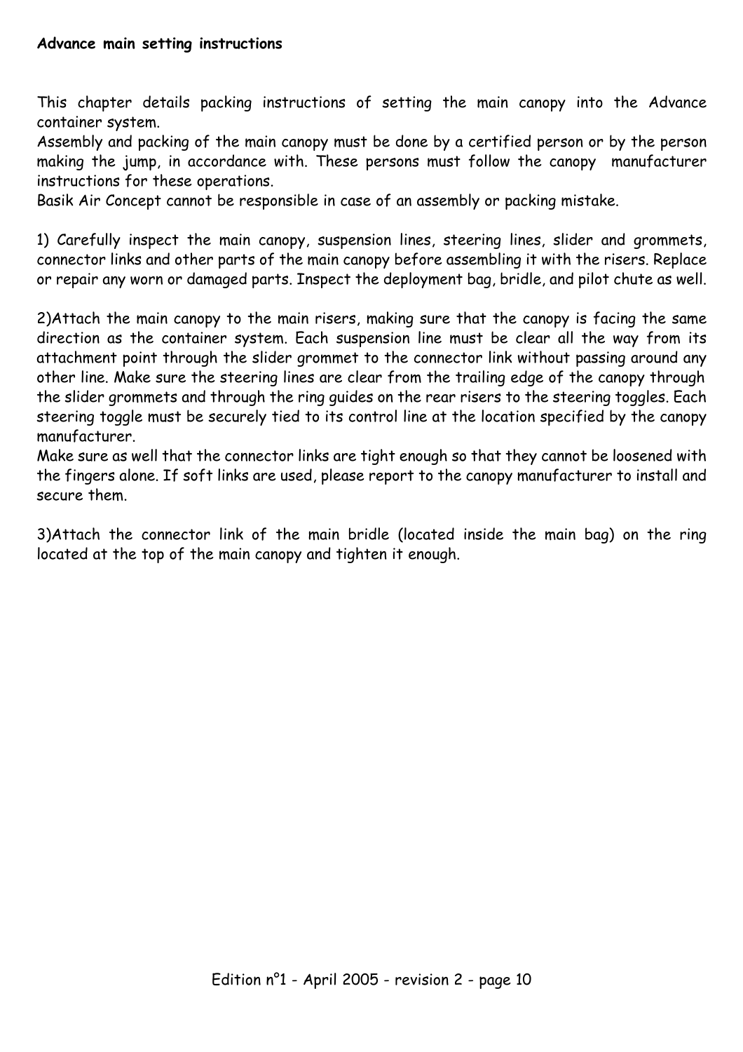**Advance main setting instructions**

This chapter details packing instructions of setting the main canopy into the Advance container system.
Assembly and packing of the main canopy must be done by a certified person or by the person making the jump, in accordance with. These persons must follow the canopy manufacturer instructions for these operations.
Basik Air Concept cannot be responsible in case of an assembly or packing mistake.

1) Carefully inspect the main canopy, suspension lines, steering lines, slider and grommets, connector links and other parts of the main canopy before assembling it with the risers. Replace or repair any worn or damaged parts. Inspect the deployment bag, bridle, and pilot chute as well.

2)Attach the main canopy to the main risers, making sure that the canopy is facing the same direction as the container system. Each suspension line must be clear all the way from its attachment point through the slider grommet to the connector link without passing around any other line. Make sure the steering lines are clear from the trailing edge of the canopy through the slider grommets and through the ring guides on the rear risers to the steering toggles. Each steering toggle must be securely tied to its control line at the location specified by the canopy manufacturer.
Make sure as well that the connector links are tight enough so that they cannot be loosened with the fingers alone. If soft links are used, please report to the canopy manufacturer to install and secure them.

3)Attach the connector link of the main bridle (located inside the main bag) on the ring located at the top of the main canopy and tighten it enough.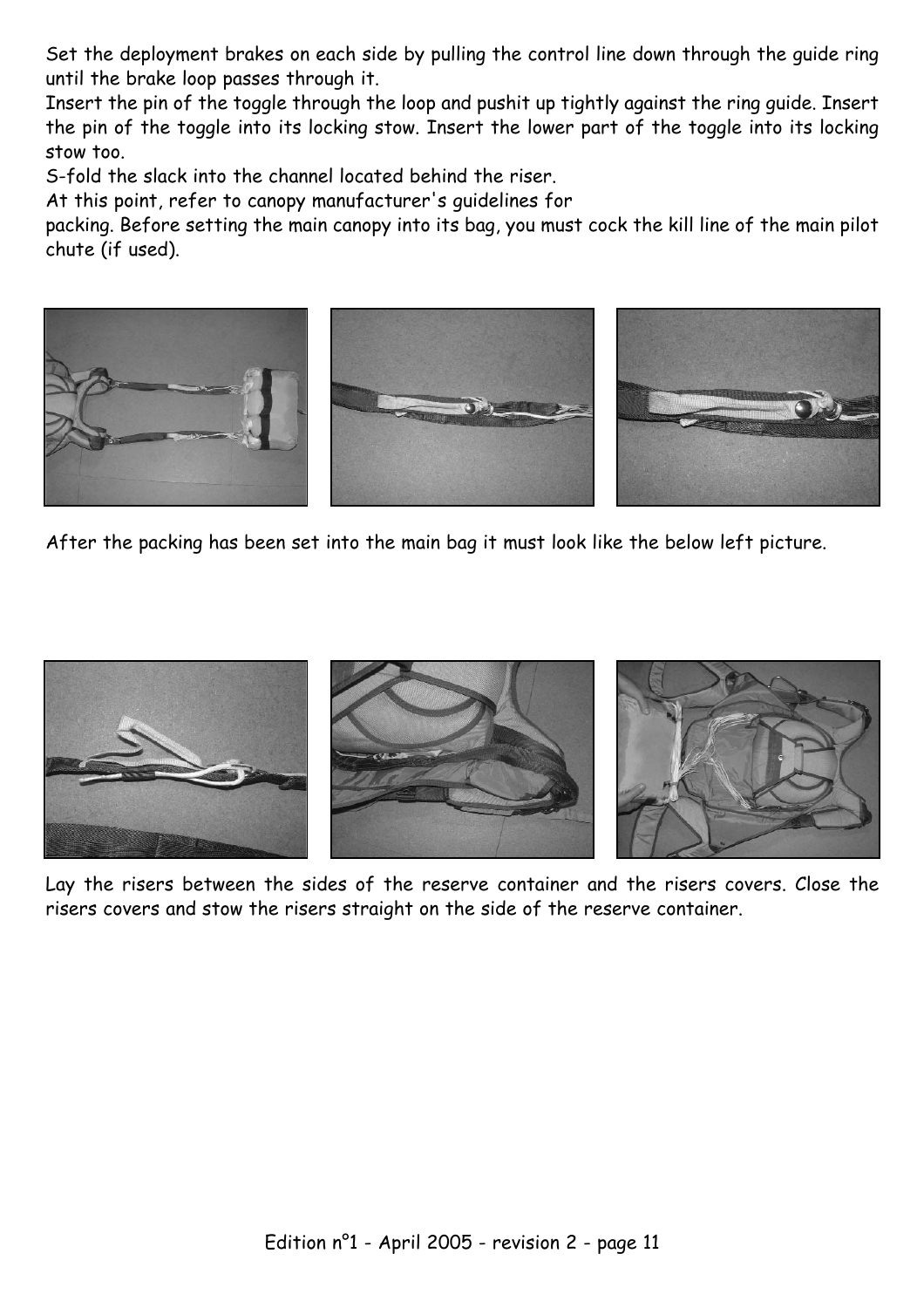Set the deployment brakes on each side by pulling the control line down through the guide ring until the brake loop passes through it.

Insert the pin of the toggle through the loop and pushit up tightly against the ring guide. Insert the pin of the toggle into its locking stow. Insert the lower part of the toggle into its locking stow too.

S-fold the slack into the channel located behind the riser.

At this point, refer to canopy manufacturer's guidelines for packing. Before setting the main canopy into its bag, you must cock the kill line of the main pilot chute (if used).

After the packing has been set into the main bag it must look like the below left picture.

Lay the risers between the sides of the reserve container and the risers covers. Close the risers covers and stow the risers straight on the side of the reserve container.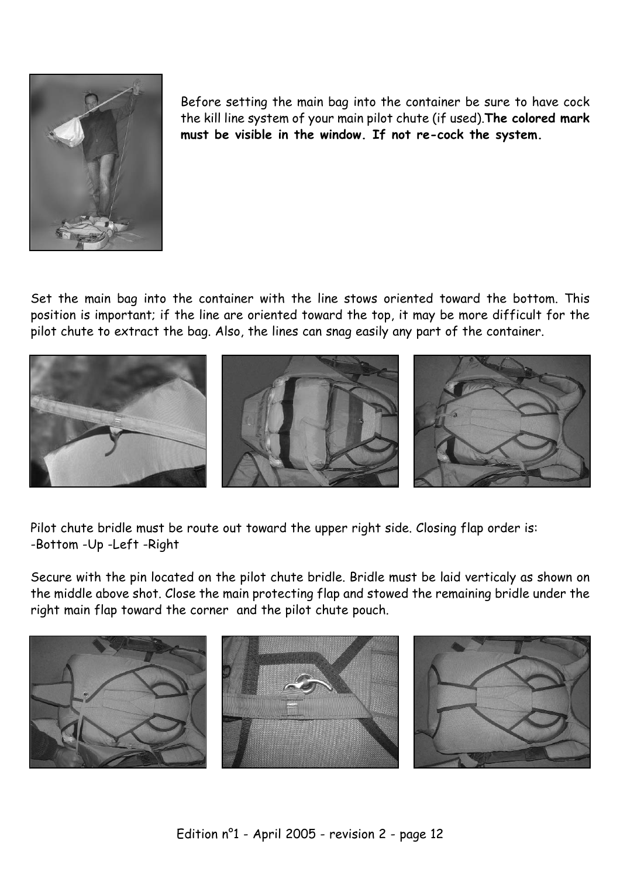Before setting the main bag into the container be sure to have cock the kill line system of your main pilot chute (if used).**The colored mark must be visible in the window. If not re-cock the system.**

Set the main bag into the container with the line stows oriented toward the bottom. This position is important; if the line are oriented toward the top, it may be more difficult for the pilot chute to extract the bag. Also, the lines can snag easily any part of the container.

Pilot chute bridle must be route out toward the upper right side. Closing flap order is:
-Bottom -Up -Left -Right

Secure with the pin located on the pilot chute bridle. Bridle must be laid verticaly as shown on the middle above shot. Close the main protecting flap and stowed the remaining bridle under the right main flap toward the corner and the pilot chute pouch.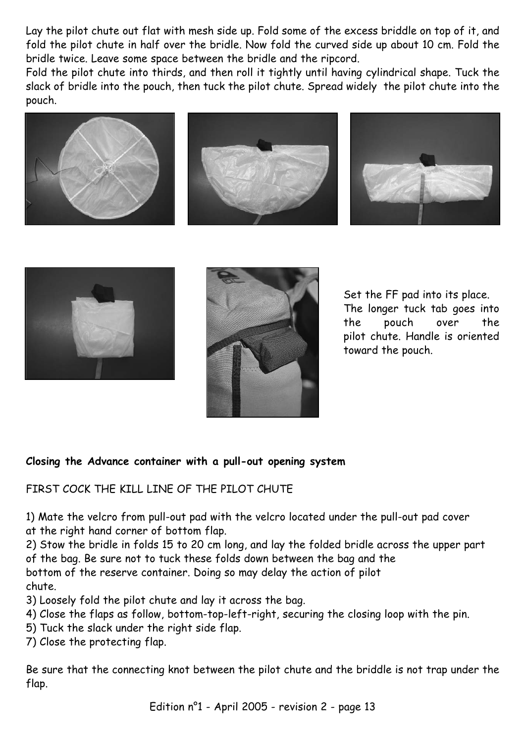Lay the pilot chute out flat with mesh side up. Fold some of the excess briddle on top of it, and fold the pilot chute in half over the bridle. Now fold the curved side up about 10 cm. Fold the bridle twice. Leave some space between the bridle and the ripcord.

Fold the pilot chute into thirds, and then roll it tightly until having cylindrical shape. Tuck the slack of bridle into the pouch, then tuck the pilot chute. Spread widely the pilot chute into the pouch.

Set the FF pad into its place. The longer tuck tab goes into the pouch over the pilot chute. Handle is oriented toward the pouch.

**Closing the Advance container with a pull-out opening system**

FIRST COCK THE KILL LINE OF THE PILOT CHUTE

1) Mate the velcro from pull-out pad with the velcro located under the pull-out pad cover at the right hand corner of bottom flap.
2) Stow the bridle in folds 15 to 20 cm long, and lay the folded bridle across the upper part of the bag. Be sure not to tuck these folds down between the bag and the bottom of the reserve container. Doing so may delay the action of pilot chute.
3) Loosely fold the pilot chute and lay it across the bag.
4) Close the flaps as follow, bottom-top-left-right, securing the closing loop with the pin.
5) Tuck the slack under the right side flap.
7) Close the protecting flap.

Be sure that the connecting knot between the pilot chute and the briddle is not trap under the flap.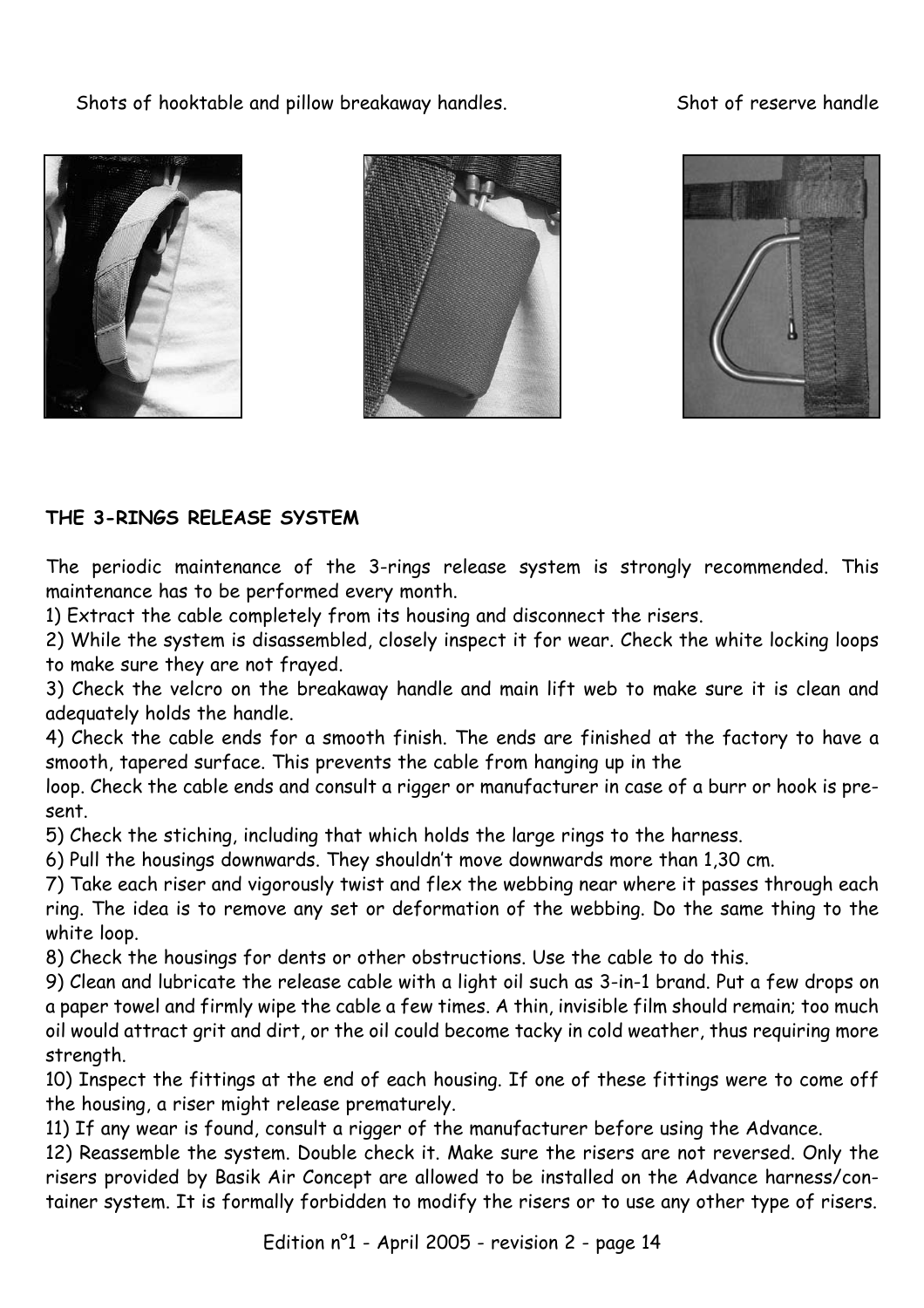Shots of hooktable and pillow breakaway handles. Shot of reserve handle

**THE 3-RINGS RELEASE SYSTEM**

The periodic maintenance of the 3-rings release system is strongly recommended. This maintenance has to be performed every month.

1) Extract the cable completely from its housing and disconnect the risers.
2) While the system is disassembled, closely inspect it for wear. Check the white locking loops to make sure they are not frayed.
3) Check the velcro on the breakaway handle and main lift web to make sure it is clean and adequately holds the handle.
4) Check the cable ends for a smooth finish. The ends are finished at the factory to have a smooth, tapered surface. This prevents the cable from hanging up in the loop. Check the cable ends and consult a rigger or manufacturer in case of a burr or hook is present.
5) Check the stiching, including that which holds the large rings to the harness.
6) Pull the housings downwards. They shouldn't move downwards more than 1,30 cm.
7) Take each riser and vigorously twist and flex the webbing near where it passes through each ring. The idea is to remove any set or deformation of the webbing. Do the same thing to the white loop.
8) Check the housings for dents or other obstructions. Use the cable to do this.
9) Clean and lubricate the release cable with a light oil such as 3-in-1 brand. Put a few drops on a paper towel and firmly wipe the cable a few times. A thin, invisible film should remain; too much oil would attract grit and dirt, or the oil could become tacky in cold weather, thus requiring more strength.
10) Inspect the fittings at the end of each housing. If one of these fittings were to come off the housing, a riser might release prematurely.
11) If any wear is found, consult a rigger of the manufacturer before using the Advance.
12) Reassemble the system. Double check it. Make sure the risers are not reversed. Only the risers provided by Basik Air Concept are allowed to be installed on the Advance harness/container system. It is formally forbidden to modify the risers or to use any other type of risers.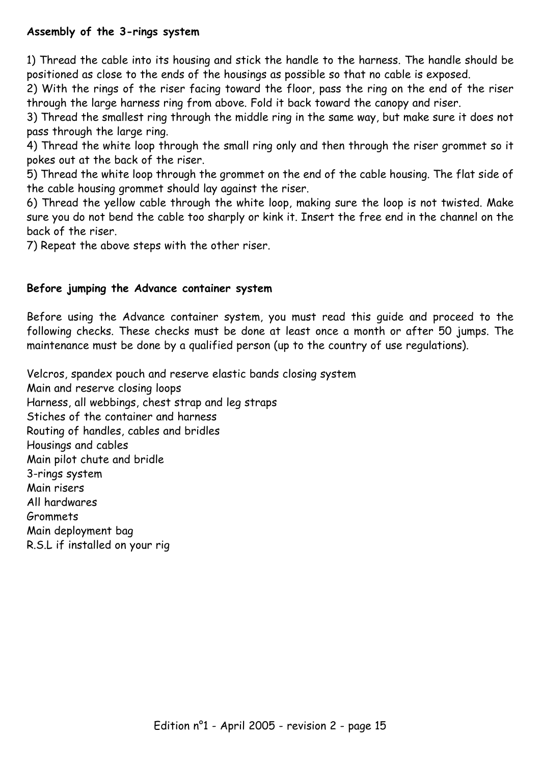**Assembly of the 3-rings system**

1) Thread the cable into its housing and stick the handle to the harness. The handle should be positioned as close to the ends of the housings as possible so that no cable is exposed.
2) With the rings of the riser facing toward the floor, pass the ring on the end of the riser through the large harness ring from above. Fold it back toward the canopy and riser.
3) Thread the smallest ring through the middle ring in the same way, but make sure it does not pass through the large ring.
4) Thread the white loop through the small ring only and then through the riser grommet so it pokes out at the back of the riser.
5) Thread the white loop through the grommet on the end of the cable housing. The flat side of the cable housing grommet should lay against the riser.
6) Thread the yellow cable through the white loop, making sure the loop is not twisted. Make sure you do not bend the cable too sharply or kink it. Insert the free end in the channel on the back of the riser.
7) Repeat the above steps with the other riser.

**Before jumping the Advance container system**

Before using the Advance container system, you must read this guide and proceed to the following checks. These checks must be done at least once a month or after 50 jumps. The maintenance must be done by a qualified person (up to the country of use regulations).

Velcros, spandex pouch and reserve elastic bands closing system
Main and reserve closing loops
Harness, all webbings, chest strap and leg straps
Stiches of the container and harness
Routing of handles, cables and bridles
Housings and cables
Main pilot chute and bridle
3-rings system
Main risers
All hardwares
Grommets
Main deployment bag
R.S.L if installed on your rig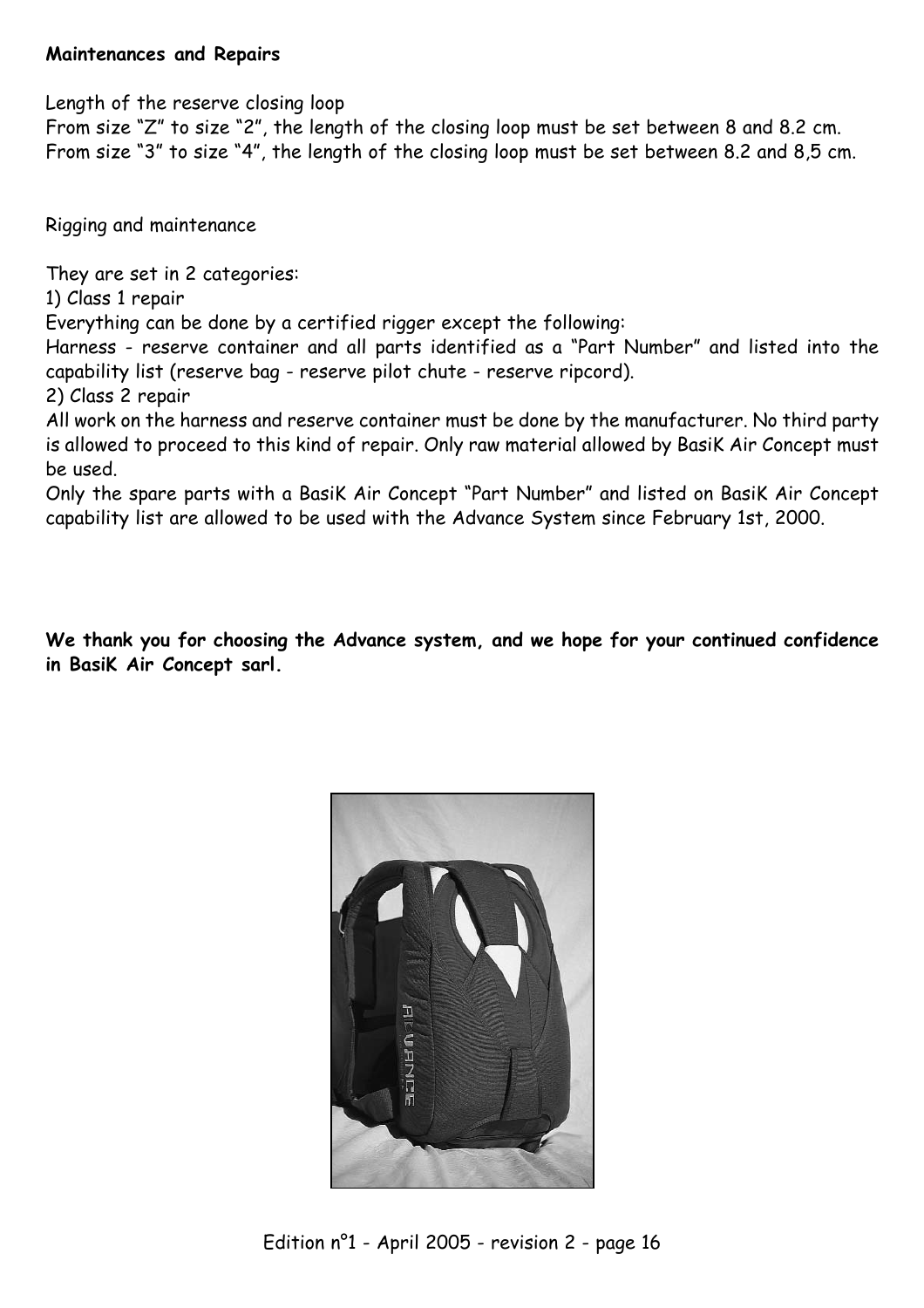**Maintenances and Repairs**

Length of the reserve closing loop

From size "Z" to size "2", the length of the closing loop must be set between 8 and 8.2 cm.
From size "3" to size "4", the length of the closing loop must be set between 8.2 and 8,5 cm.

Rigging and maintenance

They are set in 2 categories:

1) Class 1 repair

Everything can be done by a certified rigger except the following:

Harness - reserve container and all parts identified as a "Part Number" and listed into the capability list (reserve bag - reserve pilot chute - reserve ripcord).

2) Class 2 repair

All work on the harness and reserve container must be done by the manufacturer. No third party is allowed to proceed to this kind of repair. Only raw material allowed by BasiK Air Concept must be used.

Only the spare parts with a BasiK Air Concept "Part Number" and listed on BasiK Air Concept capability list are allowed to be used with the Advance System since February 1st, 2000.

**We thank you for choosing the Advance system, and we hope for your continued confidence in BasiK Air Concept sarl.**